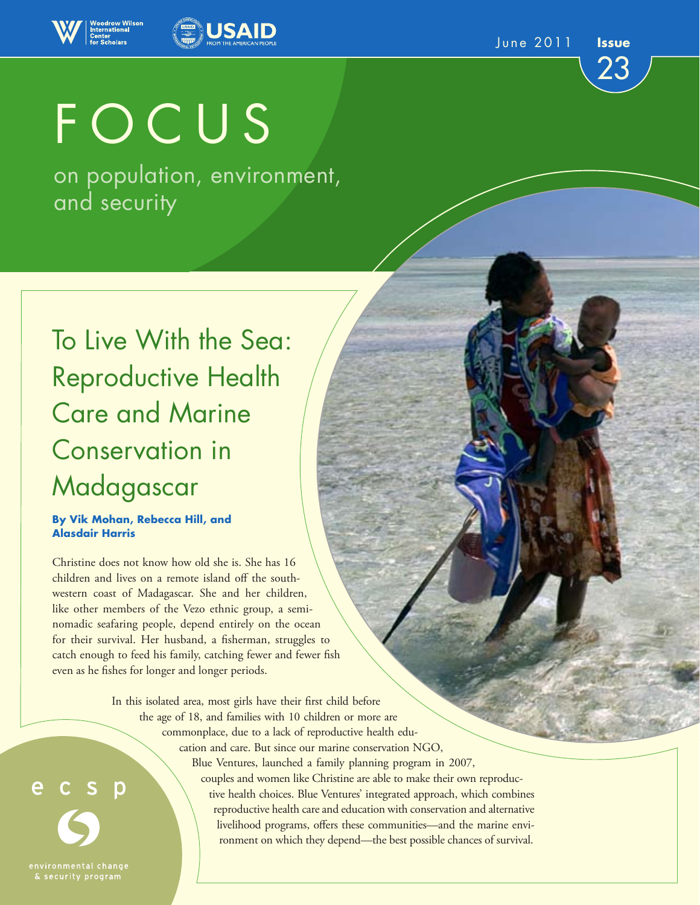Woodrow Wilson International Center for Scholars

USAID FROM THE AMERICAN PEOPLE

June 2011 **Issue** 23

# FOCUS

on population, environment, and security

## To Live With the Sea: Reproductive Health Care and Marine Conservation in Madagascar

**By Vik Mohan, Rebecca Hill, and Alasdair Harris**

Christine does not know how old she is. She has 16 children and lives on a remote island off the southwestern coast of Madagascar. She and her children, like other members of the Vezo ethnic group, a semi-nomadic seafaring people, depend entirely on the ocean for their survival. Her husband, a fisherman, struggles to catch enough to feed his family, catching fewer and fewer fish even as he fishes for longer and longer periods.

In this isolated area, most girls have their first child before the age of 18, and families with 10 children or more are commonplace, due to a lack of reproductive health education and care. But since our marine conservation NGO, Blue Ventures, launched a family planning program in 2007, couples and women like Christine are able to make their own reproductive health choices. Blue Ventures' integrated approach, which combines reproductive health care and education with conservation and alternative livelihood programs, offers these communities—and the marine environment on which they depend—the best possible chances of survival.

ecsp

environmental change & security program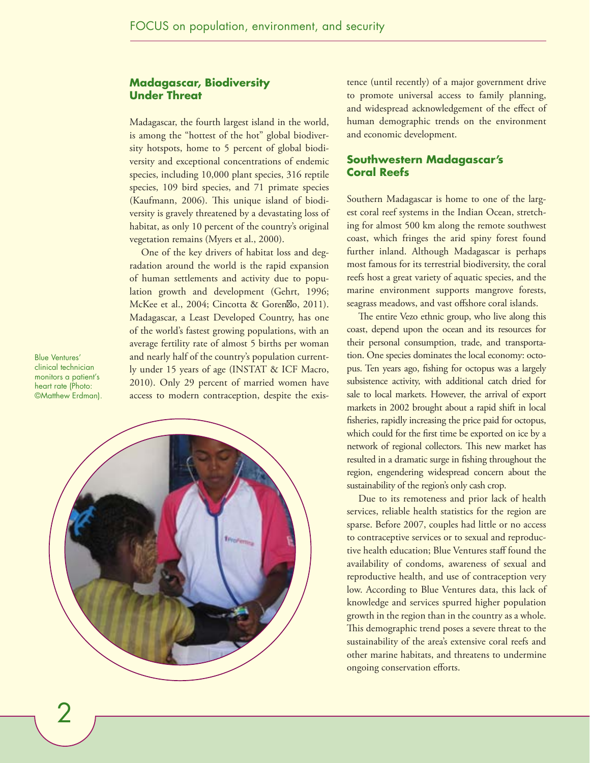## Madagascar, Biodiversity Under Threat

Madagascar, the fourth largest island in the world, is among the "hottest of the hot" global biodiversity hotspots, home to 5 percent of global biodiversity and exceptional concentrations of endemic species, including 10,000 plant species, 316 reptile species, 109 bird species, and 71 primate species (Kaufmann, 2006). This unique island of biodiversity is gravely threatened by a devastating loss of habitat, as only 10 percent of the country's original vegetation remains (Myers et al., 2000).

One of the key drivers of habitat loss and degradation around the world is the rapid expansion of human settlements and activity due to population growth and development (Gehrt, 1996; McKee et al., 2004; Cincotta & Goren o, 2011). Madagascar, a Least Developed Country, has one of the world's fastest growing populations, with an average fertility rate of almost 5 births per woman and nearly half of the country's population currently under 15 years of age (INSTAT & ICF Macro, 2010). Only 29 percent of married women have access to modern contraception, despite the existence (until recently) of a major government drive to promote universal access to family planning, and widespread acknowledgement of the effect of human demographic trends on the environment and economic development.

Blue Ventures' clinical technician monitors a patient's heart rate (Photo: ©Matthew Erdman).

## Southwestern Madagascar's Coral Reefs

Southern Madagascar is home to one of the largest coral reef systems in the Indian Ocean, stretching for almost 500 km along the remote southwest coast, which fringes the arid spiny forest found further inland. Although Madagascar is perhaps most famous for its terrestrial biodiversity, the coral reefs host a great variety of aquatic species, and the marine environment supports mangrove forests, seagrass meadows, and vast offshore coral islands.

The entire Vezo ethnic group, who live along this coast, depend upon the ocean and its resources for their personal consumption, trade, and transportation. One species dominates the local economy: octopus. Ten years ago, fishing for octopus was a largely subsistence activity, with additional catch dried for sale to local markets. However, the arrival of export markets in 2002 brought about a rapid shift in local fisheries, rapidly increasing the price paid for octopus, which could for the first time be exported on ice by a network of regional collectors. This new market has resulted in a dramatic surge in fishing throughout the region, engendering widespread concern about the sustainability of the region's only cash crop.

Due to its remoteness and prior lack of health services, reliable health statistics for the region are sparse. Before 2007, couples had little or no access to contraceptive services or to sexual and reproductive health education; Blue Ventures staff found the availability of condoms, awareness of sexual and reproductive health, and use of contraception very low. According to Blue Ventures data, this lack of knowledge and services spurred higher population growth in the region than in the country as a whole. This demographic trend poses a severe threat to the sustainability of the area's extensive coral reefs and other marine habitats, and threatens to undermine ongoing conservation efforts.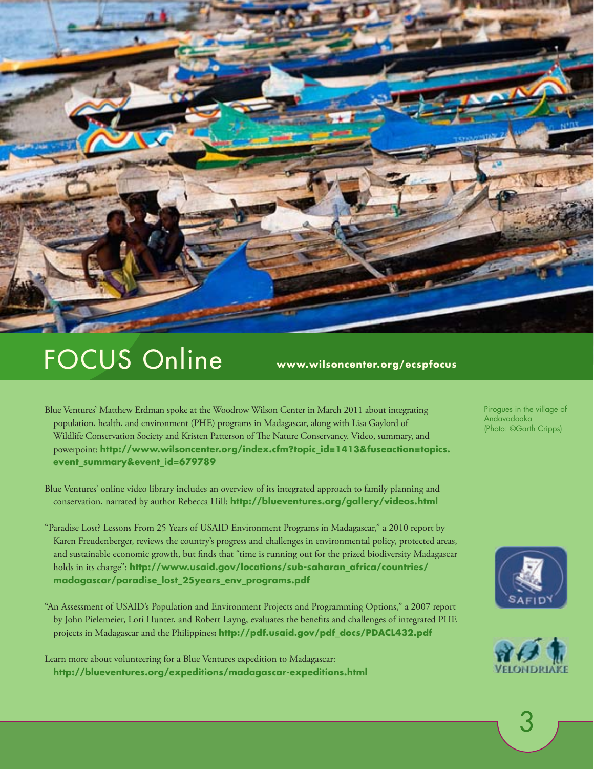# FOCUS Online

**www.wilsoncenter.org/ecspfocus**

Pirogues in the village of Andavadoaka (Photo: ©Garth Cripps)

Blue Ventures' Matthew Erdman spoke at the Woodrow Wilson Center in March 2011 about integrating population, health, and environment (PHE) programs in Madagascar, along with Lisa Gaylord of Wildlife Conservation Society and Kristen Patterson of The Nature Conservancy. Video, summary, and powerpoint: **http://www.wilsoncenter.org/index.cfm?topic_id=1413&fuseaction=topics.event_summary&event_id=679789**

Blue Ventures' online video library includes an overview of its integrated approach to family planning and conservation, narrated by author Rebecca Hill: **http://blueventures.org/gallery/videos.html**

"Paradise Lost? Lessons From 25 Years of USAID Environment Programs in Madagascar," a 2010 report by Karen Freudenberger, reviews the country's progress and challenges in environmental policy, protected areas, and sustainable economic growth, but finds that "time is running out for the prized biodiversity Madagascar holds in its charge": **http://www.usaid.gov/locations/sub-saharan_africa/countries/madagascar/paradise_lost_25years_env_programs.pdf**

"An Assessment of USAID's Population and Environment Projects and Programming Options," a 2007 report by John Pielemeier, Lori Hunter, and Robert Layng, evaluates the benefits and challenges of integrated PHE projects in Madagascar and the Philippines: **http://pdf.usaid.gov/pdf_docs/PDACL432.pdf**

Learn more about volunteering for a Blue Ventures expedition to Madagascar: **http://blueventures.org/expeditions/madagascar-expeditions.html**

SAFIDY

VELONDRIAKE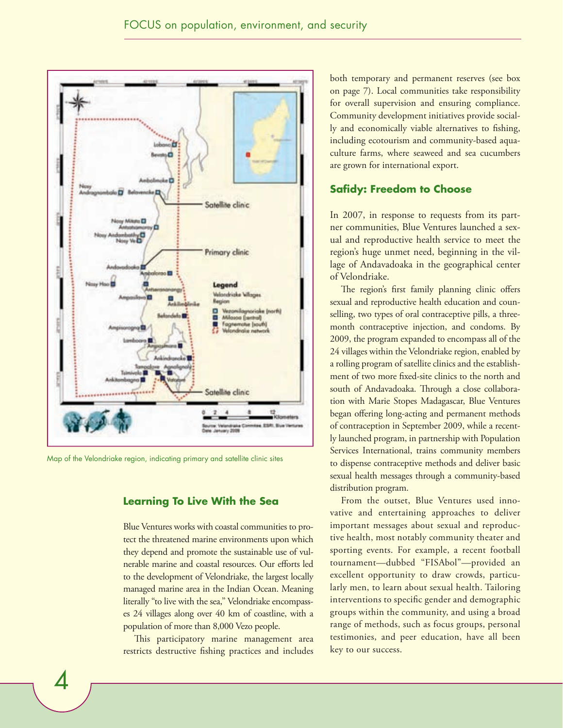Map of the Velondriake region, indicating primary and satellite clinic sites

## Learning To Live With the Sea

Blue Ventures works with coastal communities to protect the threatened marine environments upon which they depend and promote the sustainable use of vulnerable marine and coastal resources. Our efforts led to the development of Velondriake, the largest locally managed marine area in the Indian Ocean. Meaning literally "to live with the sea," Velondriake encompasses 24 villages along over 40 km of coastline, with a population of more than 8,000 Vezo people.

This participatory marine management area restricts destructive fishing practices and includes both temporary and permanent reserves (see box on page 7). Local communities take responsibility for overall supervision and ensuring compliance. Community development initiatives provide socially and economically viable alternatives to fishing, including ecotourism and community-based aquaculture farms, where seaweed and sea cucumbers are grown for international export.

## Safidy: Freedom to Choose

In 2007, in response to requests from its partner communities, Blue Ventures launched a sexual and reproductive health service to meet the region's huge unmet need, beginning in the village of Andavadoaka in the geographical center of Velondriake.

The region's first family planning clinic offers sexual and reproductive health education and counselling, two types of oral contraceptive pills, a three-month contraceptive injection, and condoms. By 2009, the program expanded to encompass all of the 24 villages within the Velondriake region, enabled by a rolling program of satellite clinics and the establishment of two more fixed-site clinics to the north and south of Andavadoaka. Through a close collaboration with Marie Stopes Madagascar, Blue Ventures began offering long-acting and permanent methods of contraception in September 2009, while a recently launched program, in partnership with Population Services International, trains community members to dispense contraceptive methods and deliver basic sexual health messages through a community-based distribution program.

From the outset, Blue Ventures used innovative and entertaining approaches to deliver important messages about sexual and reproductive health, most notably community theater and sporting events. For example, a recent football tournament—dubbed "FISAbol"—provided an excellent opportunity to draw crowds, particularly men, to learn about sexual health. Tailoring interventions to specific gender and demographic groups within the community, and using a broad range of methods, such as focus groups, personal testimonies, and peer education, have all been key to our success.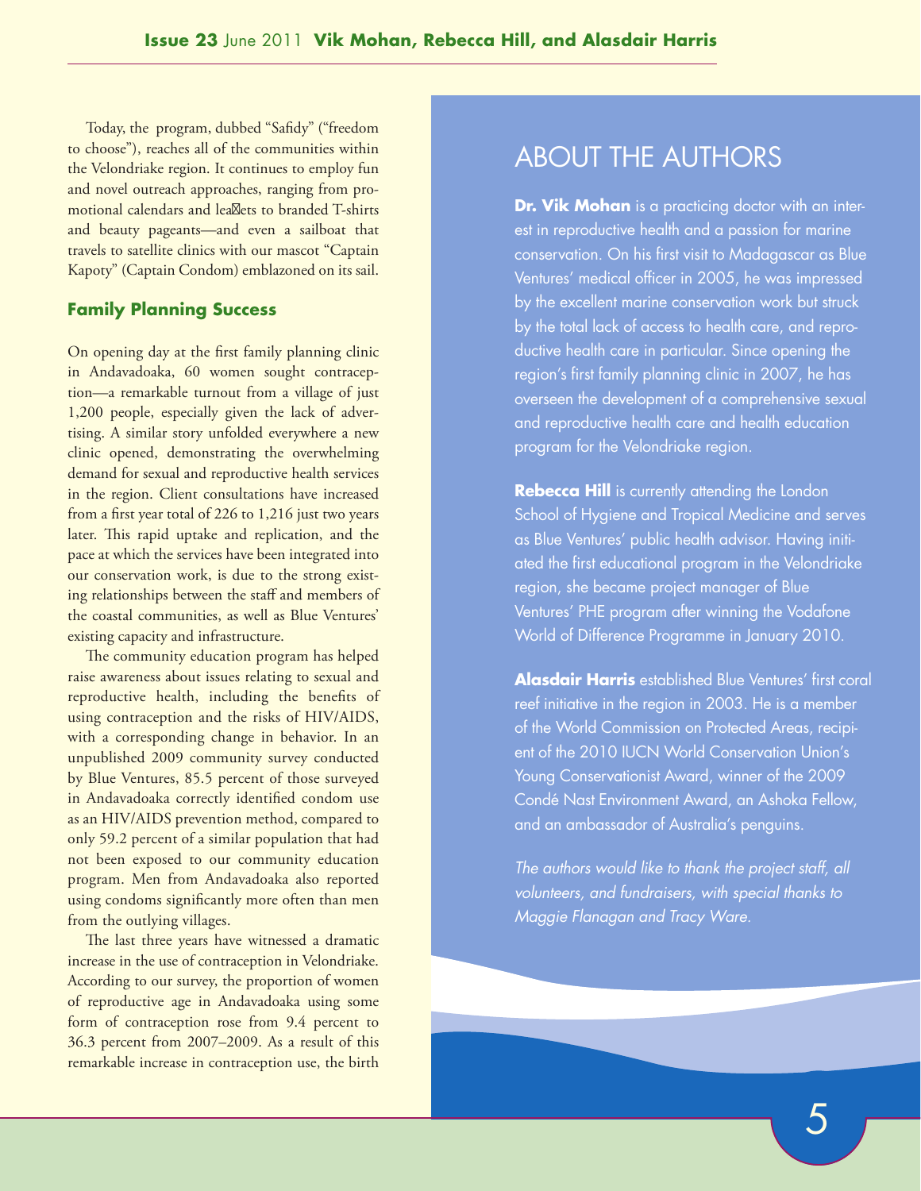Today, the program, dubbed "Safidy" ("freedom to choose"), reaches all of the communities within the Velondriake region. It continues to employ fun and novel outreach approaches, ranging from promotional calendars and leaflets to branded T-shirts and beauty pageants—and even a sailboat that travels to satellite clinics with our mascot "Captain Kapoty" (Captain Condom) emblazoned on its sail.

### Family Planning Success

On opening day at the first family planning clinic in Andavadoaka, 60 women sought contraception—a remarkable turnout from a village of just 1,200 people, especially given the lack of advertising. A similar story unfolded everywhere a new clinic opened, demonstrating the overwhelming demand for sexual and reproductive health services in the region. Client consultations have increased from a first year total of 226 to 1,216 just two years later. This rapid uptake and replication, and the pace at which the services have been integrated into our conservation work, is due to the strong existing relationships between the staff and members of the coastal communities, as well as Blue Ventures' existing capacity and infrastructure.

The community education program has helped raise awareness about issues relating to sexual and reproductive health, including the benefits of using contraception and the risks of HIV/AIDS, with a corresponding change in behavior. In an unpublished 2009 community survey conducted by Blue Ventures, 85.5 percent of those surveyed in Andavadoaka correctly identified condom use as an HIV/AIDS prevention method, compared to only 59.2 percent of a similar population that had not been exposed to our community education program. Men from Andavadoaka also reported using condoms significantly more often than men from the outlying villages.

The last three years have witnessed a dramatic increase in the use of contraception in Velondriake. According to our survey, the proportion of women of reproductive age in Andavadoaka using some form of contraception rose from 9.4 percent to 36.3 percent from 2007–2009. As a result of this remarkable increase in contraception use, the birth

## ABOUT THE AUTHORS

**Dr. Vik Mohan** is a practicing doctor with an interest in reproductive health and a passion for marine conservation. On his first visit to Madagascar as Blue Ventures' medical officer in 2005, he was impressed by the excellent marine conservation work but struck by the total lack of access to health care, and reproductive health care in particular. Since opening the region's first family planning clinic in 2007, he has overseen the development of a comprehensive sexual and reproductive health care and health education program for the Velondriake region.

**Rebecca Hill** is currently attending the London School of Hygiene and Tropical Medicine and serves as Blue Ventures' public health advisor. Having initiated the first educational program in the Velondriake region, she became project manager of Blue Ventures' PHE program after winning the Vodafone World of Difference Programme in January 2010.

**Alasdair Harris** established Blue Ventures' first coral reef initiative in the region in 2003. He is a member of the World Commission on Protected Areas, recipient of the 2010 IUCN World Conservation Union's Young Conservationist Award, winner of the 2009 Condé Nast Environment Award, an Ashoka Fellow, and an ambassador of Australia's penguins.

*The authors would like to thank the project staff, all volunteers, and fundraisers, with special thanks to Maggie Flanagan and Tracy Ware.*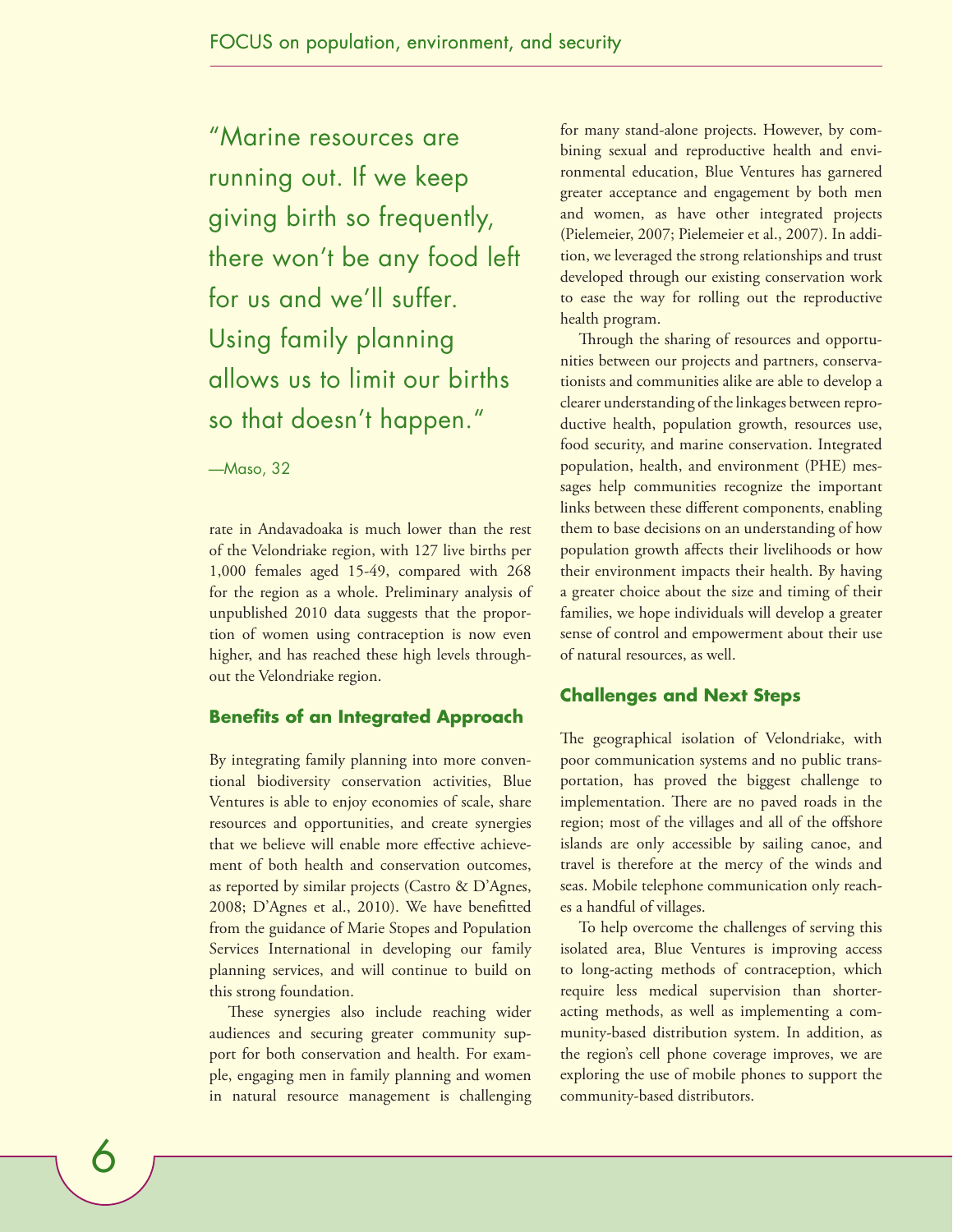> "Marine resources are running out. If we keep giving birth so frequently, there won't be any food left for us and we'll suffer. Using family planning allows us to limit our births so that doesn't happen."
>
> —Maso, 32

rate in Andavadoaka is much lower than the rest of the Velondriake region, with 127 live births per 1,000 females aged 15-49, compared with 268 for the region as a whole. Preliminary analysis of unpublished 2010 data suggests that the proportion of women using contraception is now even higher, and has reached these high levels throughout the Velondriake region.

### Benefits of an Integrated Approach

By integrating family planning into more conventional biodiversity conservation activities, Blue Ventures is able to enjoy economies of scale, share resources and opportunities, and create synergies that we believe will enable more effective achievement of both health and conservation outcomes, as reported by similar projects (Castro & D'Agnes, 2008; D'Agnes et al., 2010). We have benefitted from the guidance of Marie Stopes and Population Services International in developing our family planning services, and will continue to build on this strong foundation.

These synergies also include reaching wider audiences and securing greater community support for both conservation and health. For example, engaging men in family planning and women in natural resource management is challenging for many stand-alone projects. However, by combining sexual and reproductive health and environmental education, Blue Ventures has garnered greater acceptance and engagement by both men and women, as have other integrated projects (Pielemeier, 2007; Pielemeier et al., 2007). In addition, we leveraged the strong relationships and trust developed through our existing conservation work to ease the way for rolling out the reproductive health program.

Through the sharing of resources and opportunities between our projects and partners, conservationists and communities alike are able to develop a clearer understanding of the linkages between reproductive health, population growth, resources use, food security, and marine conservation. Integrated population, health, and environment (PHE) messages help communities recognize the important links between these different components, enabling them to base decisions on an understanding of how population growth affects their livelihoods or how their environment impacts their health. By having a greater choice about the size and timing of their families, we hope individuals will develop a greater sense of control and empowerment about their use of natural resources, as well.

### Challenges and Next Steps

The geographical isolation of Velondriake, with poor communication systems and no public transportation, has proved the biggest challenge to implementation. There are no paved roads in the region; most of the villages and all of the offshore islands are only accessible by sailing canoe, and travel is therefore at the mercy of the winds and seas. Mobile telephone communication only reaches a handful of villages.

To help overcome the challenges of serving this isolated area, Blue Ventures is improving access to long-acting methods of contraception, which require less medical supervision than shorter-acting methods, as well as implementing a community-based distribution system. In addition, as the region's cell phone coverage improves, we are exploring the use of mobile phones to support the community-based distributors.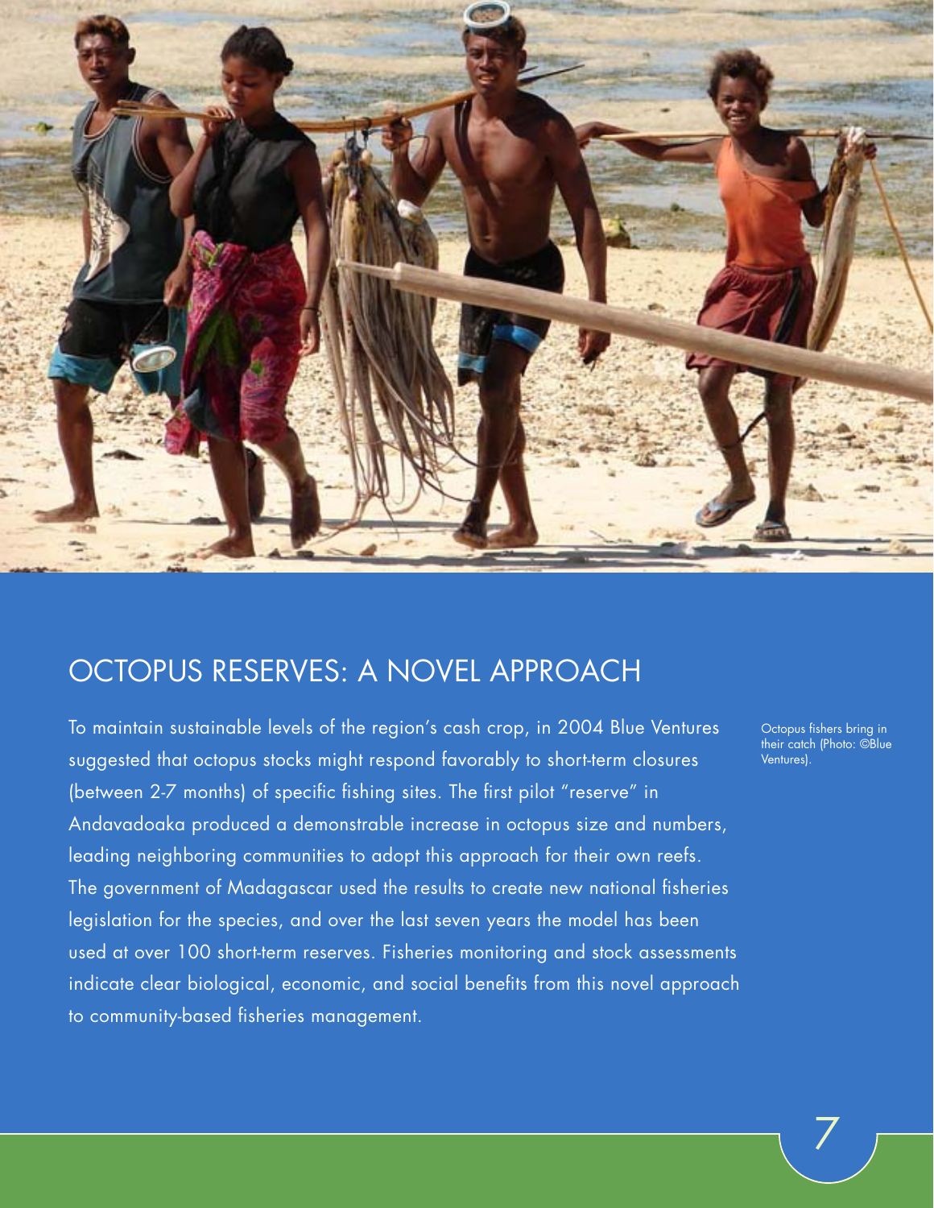# OCTOPUS RESERVES: A NOVEL APPROACH

To maintain sustainable levels of the region's cash crop, in 2004 Blue Ventures suggested that octopus stocks might respond favorably to short-term closures (between 2-7 months) of specific fishing sites. The first pilot "reserve" in Andavadoaka produced a demonstrable increase in octopus size and numbers, leading neighboring communities to adopt this approach for their own reefs. The government of Madagascar used the results to create new national fisheries legislation for the species, and over the last seven years the model has been used at over 100 short-term reserves. Fisheries monitoring and stock assessments indicate clear biological, economic, and social benefits from this novel approach to community-based fisheries management.

Octopus fishers bring in their catch (Photo: ©Blue Ventures).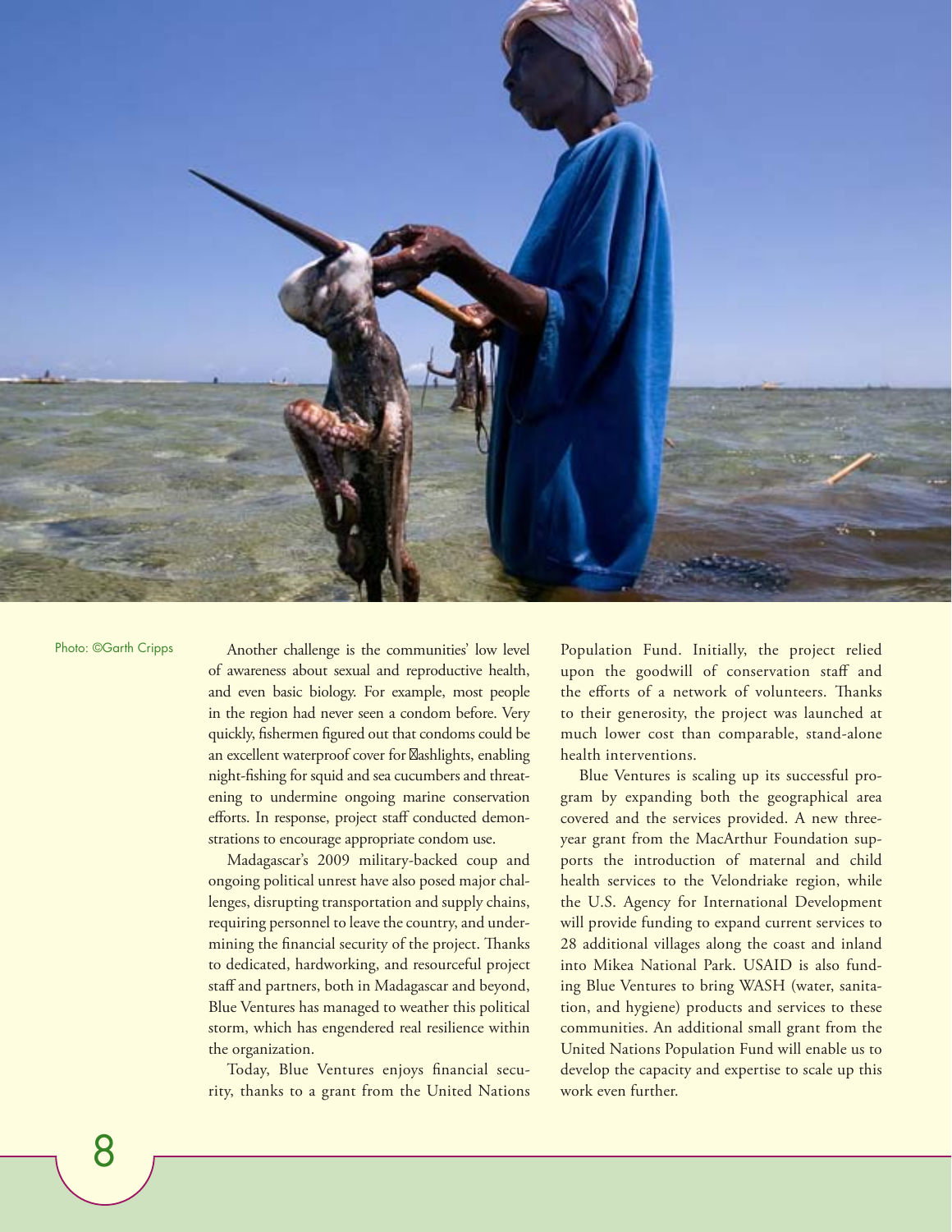Photo: ©Garth Cripps

Another challenge is the communities' low level of awareness about sexual and reproductive health, and even basic biology. For example, most people in the region had never seen a condom before. Very quickly, fishermen figured out that condoms could be an excellent waterproof cover for flashlights, enabling night-fishing for squid and sea cucumbers and threatening to undermine ongoing marine conservation efforts. In response, project staff conducted demonstrations to encourage appropriate condom use.

Madagascar's 2009 military-backed coup and ongoing political unrest have also posed major challenges, disrupting transportation and supply chains, requiring personnel to leave the country, and undermining the financial security of the project. Thanks to dedicated, hardworking, and resourceful project staff and partners, both in Madagascar and beyond, Blue Ventures has managed to weather this political storm, which has engendered real resilience within the organization.

Today, Blue Ventures enjoys financial security, thanks to a grant from the United Nations Population Fund. Initially, the project relied upon the goodwill of conservation staff and the efforts of a network of volunteers. Thanks to their generosity, the project was launched at much lower cost than comparable, stand-alone health interventions.

Blue Ventures is scaling up its successful program by expanding both the geographical area covered and the services provided. A new three-year grant from the MacArthur Foundation supports the introduction of maternal and child health services to the Velondriake region, while the U.S. Agency for International Development will provide funding to expand current services to 28 additional villages along the coast and inland into Mikea National Park. USAID is also funding Blue Ventures to bring WASH (water, sanitation, and hygiene) products and services to these communities. An additional small grant from the United Nations Population Fund will enable us to develop the capacity and expertise to scale up this work even further.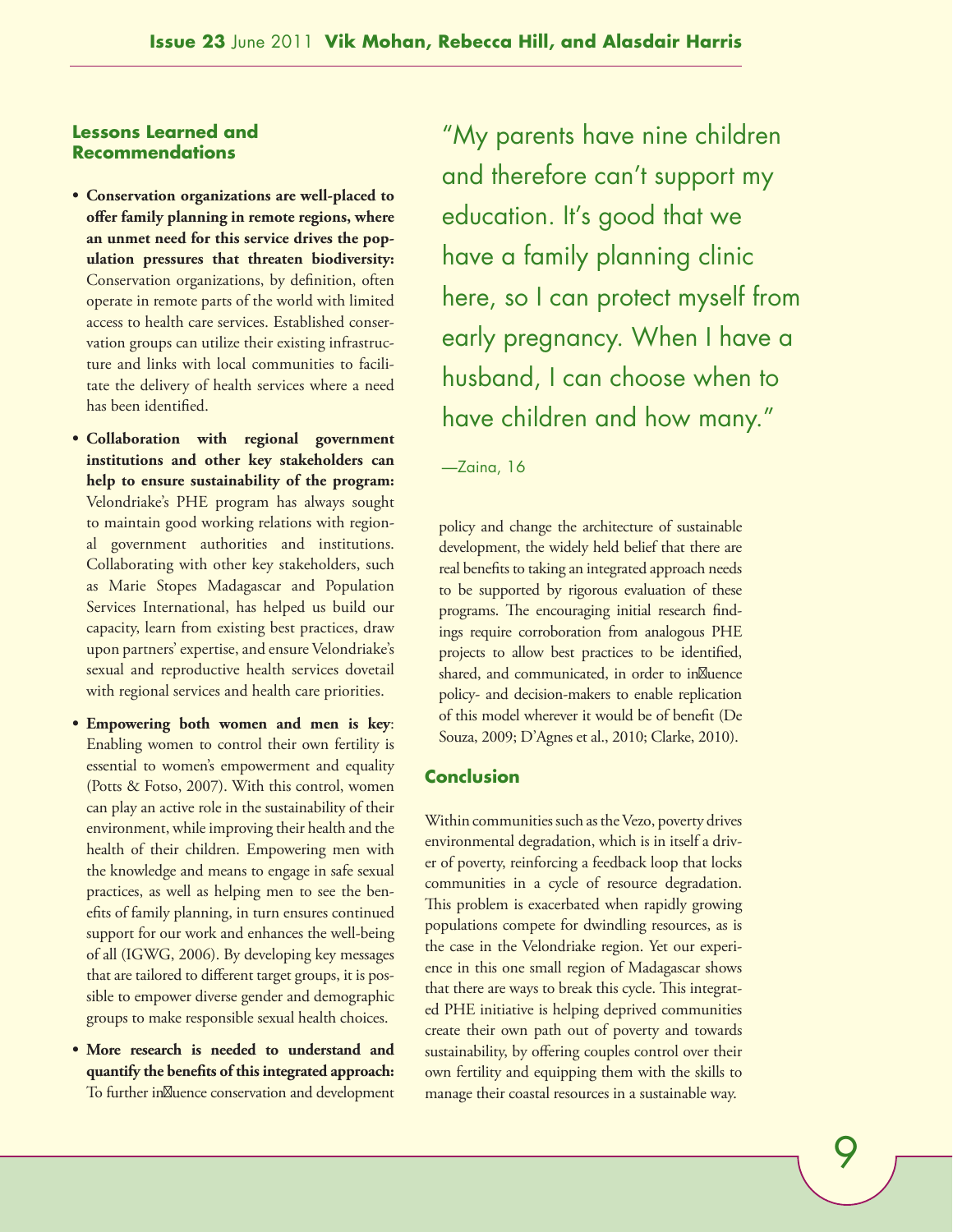## Lessons Learned and Recommendations

- **Conservation organizations are well-placed to offer family planning in remote regions, where an unmet need for this service drives the population pressures that threaten biodiversity:** Conservation organizations, by definition, often operate in remote parts of the world with limited access to health care services. Established conservation groups can utilize their existing infrastructure and links with local communities to facilitate the delivery of health services where a need has been identified.
- **Collaboration with regional government institutions and other key stakeholders can help to ensure sustainability of the program:** Velondriake's PHE program has always sought to maintain good working relations with regional government authorities and institutions. Collaborating with other key stakeholders, such as Marie Stopes Madagascar and Population Services International, has helped us build our capacity, learn from existing best practices, draw upon partners' expertise, and ensure Velondriake's sexual and reproductive health services dovetail with regional services and health care priorities.
- **Empowering both women and men is key**: Enabling women to control their own fertility is essential to women's empowerment and equality (Potts & Fotso, 2007). With this control, women can play an active role in the sustainability of their environment, while improving their health and the health of their children. Empowering men with the knowledge and means to engage in safe sexual practices, as well as helping men to see the benefits of family planning, in turn ensures continued support for our work and enhances the well-being of all (IGWG, 2006). By developing key messages that are tailored to different target groups, it is possible to empower diverse gender and demographic groups to make responsible sexual health choices.
- **More research is needed to understand and quantify the benefits of this integrated approach:** To further influence conservation and development policy and change the architecture of sustainable development, the widely held belief that there are real benefits to taking an integrated approach needs to be supported by rigorous evaluation of these programs. The encouraging initial research findings require corroboration from analogous PHE projects to allow best practices to be identified, shared, and communicated, in order to influence policy- and decision-makers to enable replication of this model wherever it would be of benefit (De Souza, 2009; D'Agnes et al., 2010; Clarke, 2010).

> "My parents have nine children and therefore can't support my education. It's good that we have a family planning clinic here, so I can protect myself from early pregnancy. When I have a husband, I can choose when to have children and how many."
>
> —Zaina, 16

## Conclusion

Within communities such as the Vezo, poverty drives environmental degradation, which is in itself a driver of poverty, reinforcing a feedback loop that locks communities in a cycle of resource degradation. This problem is exacerbated when rapidly growing populations compete for dwindling resources, as is the case in the Velondriake region. Yet our experience in this one small region of Madagascar shows that there are ways to break this cycle. This integrated PHE initiative is helping deprived communities create their own path out of poverty and towards sustainability, by offering couples control over their own fertility and equipping them with the skills to manage their coastal resources in a sustainable way.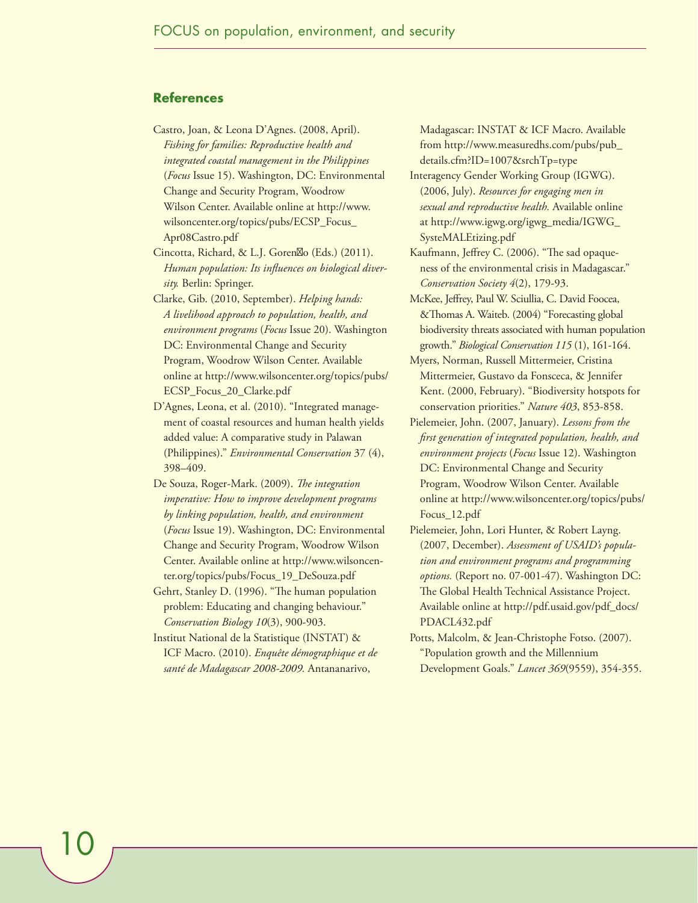## References

Castro, Joan, & Leona D'Agnes. (2008, April). *Fishing for families: Reproductive health and integrated coastal management in the Philippines* (*Focus* Issue 15). Washington, DC: Environmental Change and Security Program, Woodrow Wilson Center. Available online at http://www.wilsoncenter.org/topics/pubs/ECSP_Focus_Apr08Castro.pdf

Cincotta, Richard, & L.J. Goren�o (Eds.) (2011). *Human population: Its influences on biological diversity.* Berlin: Springer.

Clarke, Gib. (2010, September). *Helping hands: A livelihood approach to population, health, and environment programs* (*Focus* Issue 20). Washington DC: Environmental Change and Security Program, Woodrow Wilson Center. Available online at http://www.wilsoncenter.org/topics/pubs/ECSP_Focus_20_Clarke.pdf

D'Agnes, Leona, et al. (2010). "Integrated management of coastal resources and human health yields added value: A comparative study in Palawan (Philippines)." *Environmental Conservation* 37 (4), 398–409.

De Souza, Roger-Mark. (2009). *The integration imperative: How to improve development programs by linking population, health, and environment* (*Focus* Issue 19). Washington, DC: Environmental Change and Security Program, Woodrow Wilson Center. Available online at http://www.wilsoncenter.org/topics/pubs/Focus_19_DeSouza.pdf

Gehrt, Stanley D. (1996). "The human population problem: Educating and changing behaviour." *Conservation Biology 10*(3), 900-903.

Institut National de la Statistique (INSTAT) & ICF Macro. (2010). *Enquête démographique et de santé de Madagascar 2008-2009.* Antananarivo, Madagascar: INSTAT & ICF Macro. Available from http://www.measuredhs.com/pubs/pub_details.cfm?ID=1007&srchTp=type

Interagency Gender Working Group (IGWG). (2006, July). *Resources for engaging men in sexual and reproductive health.* Available online at http://www.igwg.org/igwg_media/IGWG_SysteMALEtizing.pdf

Kaufmann, Jeffrey C. (2006). "The sad opaqueness of the environmental crisis in Madagascar." *Conservation Society 4*(2), 179-93.

McKee, Jeffrey, Paul W. Sciullia, C. David Foocea, &Thomas A. Waiteb. (2004) "Forecasting global biodiversity threats associated with human population growth." *Biological Conservation 115* (1), 161-164.

Myers, Norman, Russell Mittermeier, Cristina Mittermeier, Gustavo da Fonsceca, & Jennifer Kent. (2000, February). "Biodiversity hotspots for conservation priorities." *Nature 403*, 853-858.

Pielemeier, John. (2007, January). *Lessons from the first generation of integrated population, health, and environment projects* (*Focus* Issue 12). Washington DC: Environmental Change and Security Program, Woodrow Wilson Center. Available online at http://www.wilsoncenter.org/topics/pubs/Focus_12.pdf

Pielemeier, John, Lori Hunter, & Robert Layng. (2007, December). *Assessment of USAID's population and environment programs and programming options.* (Report no. 07-001-47). Washington DC: The Global Health Technical Assistance Project. Available online at http://pdf.usaid.gov/pdf_docs/PDACL432.pdf

Potts, Malcolm, & Jean-Christophe Fotso. (2007). "Population growth and the Millennium Development Goals." *Lancet 369*(9559), 354-355.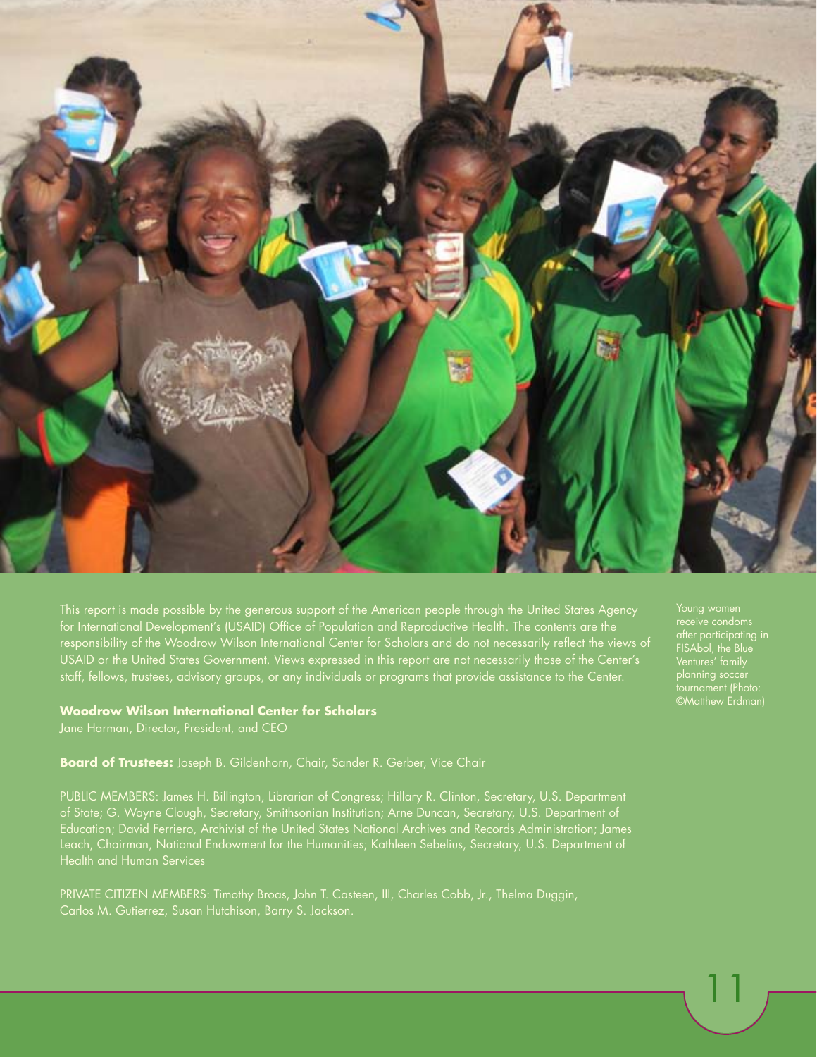This report is made possible by the generous support of the American people through the United States Agency for International Development's (USAID) Office of Population and Reproductive Health. The contents are the responsibility of the Woodrow Wilson International Center for Scholars and do not necessarily reflect the views of USAID or the United States Government. Views expressed in this report are not necessarily those of the Center's staff, fellows, trustees, advisory groups, or any individuals or programs that provide assistance to the Center.

**Woodrow Wilson International Center for Scholars**
Jane Harman, Director, President, and CEO

**Board of Trustees:** Joseph B. Gildenhorn, Chair, Sander R. Gerber, Vice Chair

PUBLIC MEMBERS: James H. Billington, Librarian of Congress; Hillary R. Clinton, Secretary, U.S. Department of State; G. Wayne Clough, Secretary, Smithsonian Institution; Arne Duncan, Secretary, U.S. Department of Education; David Ferriero, Archivist of the United States National Archives and Records Administration; James Leach, Chairman, National Endowment for the Humanities; Kathleen Sebelius, Secretary, U.S. Department of Health and Human Services

PRIVATE CITIZEN MEMBERS: Timothy Broas, John T. Casteen, III, Charles Cobb, Jr., Thelma Duggin, Carlos M. Gutierrez, Susan Hutchison, Barry S. Jackson.

Young women receive condoms after participating in FISAbol, the Blue Ventures' family planning soccer tournament (Photo: ©Matthew Erdman)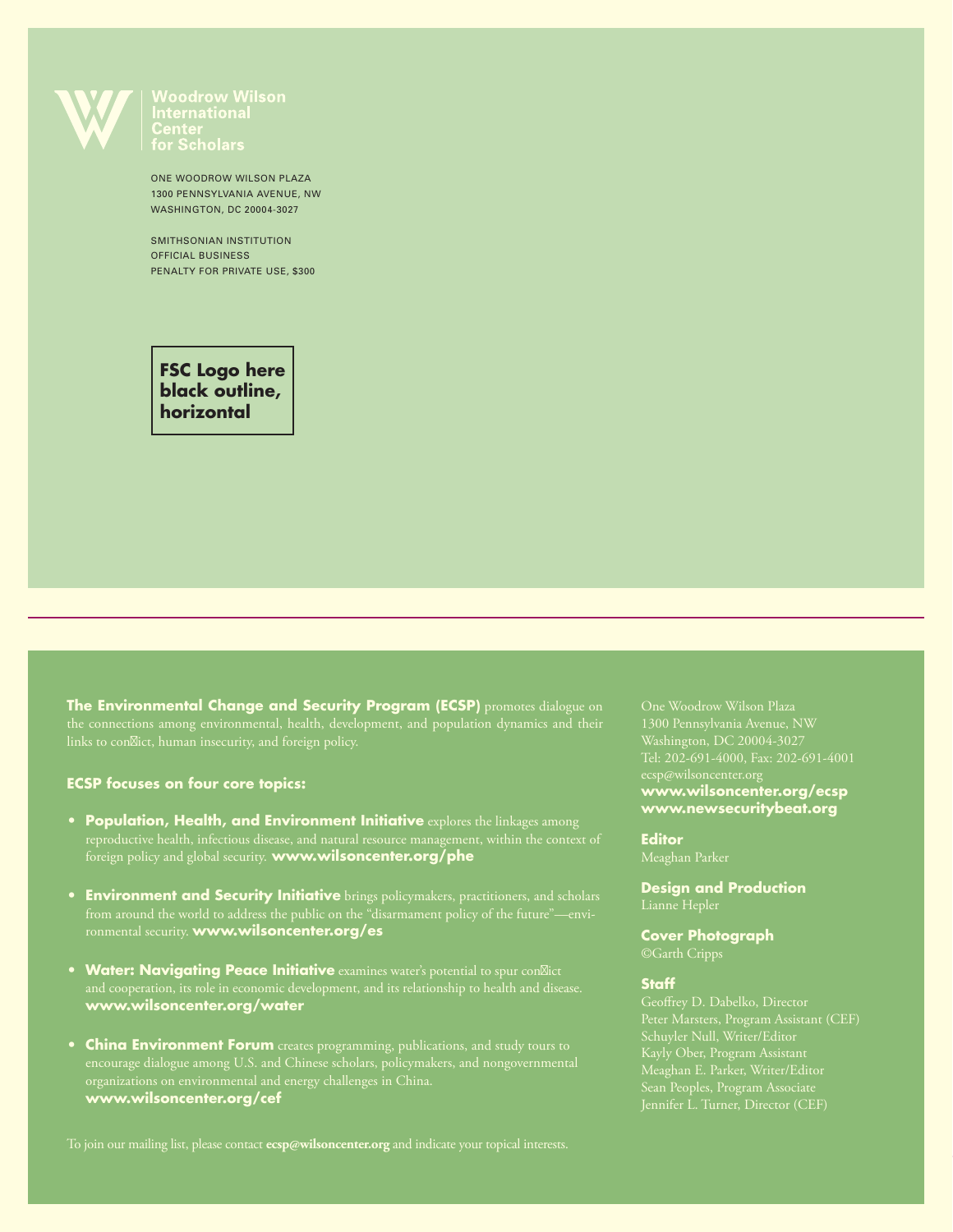Woodrow Wilson International Center for Scholars

ONE WOODROW WILSON PLAZA
1300 PENNSYLVANIA AVENUE, NW
WASHINGTON, DC 20004-3027

SMITHSONIAN INSTITUTION
OFFICIAL BUSINESS
PENALTY FOR PRIVATE USE, $300

**FSC Logo here black outline, horizontal**

---

**The Environmental Change and Security Program (ECSP)** promotes dialogue on the connections among environmental, health, development, and population dynamics and their links to conflict, human insecurity, and foreign policy.

**ECSP focuses on four core topics:**

- **Population, Health, and Environment Initiative** explores the linkages among reproductive health, infectious disease, and natural resource management, within the context of foreign policy and global security. **www.wilsoncenter.org/phe**
- **Environment and Security Initiative** brings policymakers, practitioners, and scholars from around the world to address the public on the "disarmament policy of the future"—environmental security. **www.wilsoncenter.org/es**
- **Water: Navigating Peace Initiative** examines water's potential to spur conflict and cooperation, its role in economic development, and its relationship to health and disease. **www.wilsoncenter.org/water**
- **China Environment Forum** creates programming, publications, and study tours to encourage dialogue among U.S. and Chinese scholars, policymakers, and nongovernmental organizations on environmental and energy challenges in China. **www.wilsoncenter.org/cef**

To join our mailing list, please contact **ecsp@wilsoncenter.org** and indicate your topical interests.

One Woodrow Wilson Plaza
1300 Pennsylvania Avenue, NW
Washington, DC 20004-3027
Tel: 202-691-4000, Fax: 202-691-4001
ecsp@wilsoncenter.org
**www.wilsoncenter.org/ecsp**
**www.newsecuritybeat.org**

**Editor**
Meaghan Parker

**Design and Production**
Lianne Hepler

**Cover Photograph**
©Garth Cripps

**Staff**
Geoffrey D. Dabelko, Director
Peter Marsters, Program Assistant (CEF)
Schuyler Null, Writer/Editor
Kayly Ober, Program Assistant
Meaghan E. Parker, Writer/Editor
Sean Peoples, Program Associate
Jennifer L. Turner, Director (CEF)